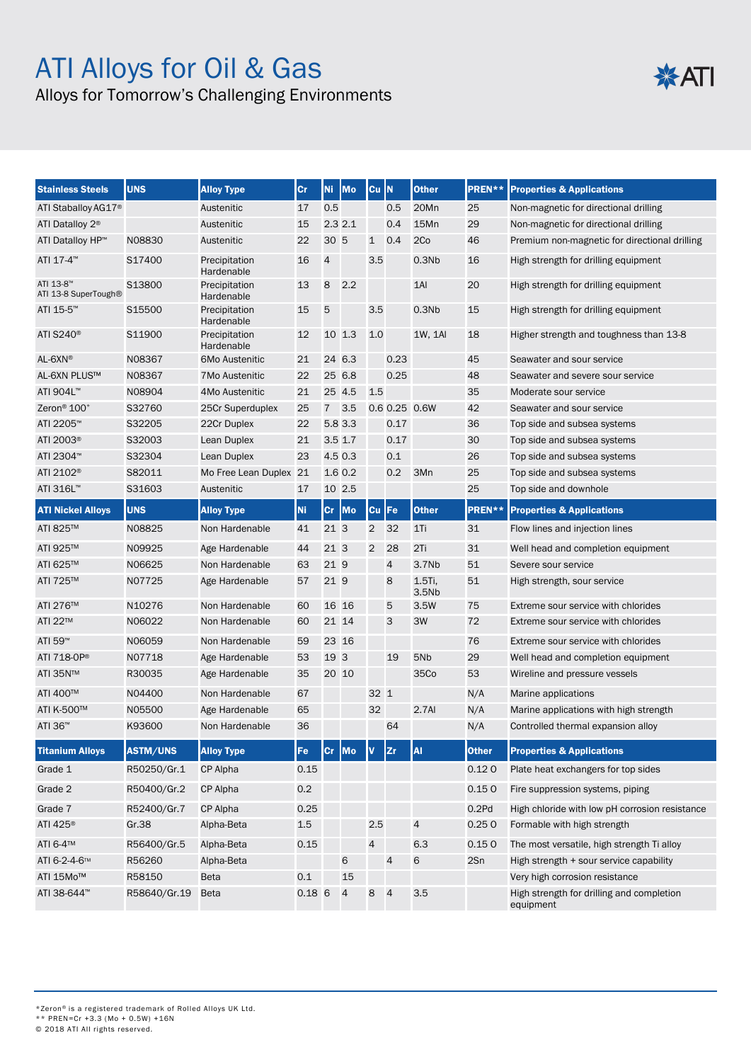# ATI Alloys for Oil & Gas

## Alloys for Tomorrow's Challenging Environments

| Stainless Steels | UNS | Alloy Type | Cr | Ni | Mo | Cu | N | Other | PREN** | Properties & Applications |
|---|---|---|---|---|---|---|---|---|---|---|
| ATI Staballoy AG17® | | Austenitic | 17 | 0.5 | | | 0.5 | 20Mn | 25 | Non-magnetic for directional drilling |
| ATI Datalloy 2® | | Austenitic | 15 | 2.3 | 2.1 | | 0.4 | 15Mn | 29 | Non-magnetic for directional drilling |
| ATI Datalloy HP™ | N08830 | Austenitic | 22 | 30 | 5 | 1 | 0.4 | 2Co | 46 | Premium non-magnetic for directional drilling |
| ATI 17-4™ | S17400 | Precipitation Hardenable | 16 | 4 | | 3.5 | | 0.3Nb | 16 | High strength for drilling equipment |
| ATI 13-8™ ATI 13-8 SuperTough® | S13800 | Precipitation Hardenable | 13 | 8 | 2.2 | | | 1Al | 20 | High strength for drilling equipment |
| ATI 15-5™ | S15500 | Precipitation Hardenable | 15 | 5 | | 3.5 | | 0.3Nb | 15 | High strength for drilling equipment |
| ATI S240® | S11900 | Precipitation Hardenable | 12 | 10 | 1.3 | 1.0 | | 1W, 1Al | 18 | Higher strength and toughness than 13-8 |
| AL-6XN® | N08367 | 6Mo Austenitic | 21 | 24 | 6.3 | | 0.23 | | 45 | Seawater and sour service |
| AL-6XN PLUS™ | N08367 | 7Mo Austenitic | 22 | 25 | 6.8 | | 0.25 | | 48 | Seawater and severe sour service |
| ATI 904L™ | N08904 | 4Mo Austenitic | 21 | 25 | 4.5 | 1.5 | | | 35 | Moderate sour service |
| Zeron® 100* | S32760 | 25Cr Superduplex | 25 | 7 | 3.5 | 0.6 | 0.25 | 0.6W | 42 | Seawater and sour service |
| ATI 2205™ | S32205 | 22Cr Duplex | 22 | 5.8 | 3.3 | | 0.17 | | 36 | Top side and subsea systems |
| ATI 2003® | S32003 | Lean Duplex | 21 | 3.5 | 1.7 | | 0.17 | | 30 | Top side and subsea systems |
| ATI 2304™ | S32304 | Lean Duplex | 23 | 4.5 | 0.3 | | 0.1 | | 26 | Top side and subsea systems |
| ATI 2102® | S82011 | Mo Free Lean Duplex | 21 | 1.6 | 0.2 | | 0.2 | 3Mn | 25 | Top side and subsea systems |
| ATI 316L™ | S31603 | Austenitic | 17 | 10 | 2.5 | | | | 25 | Top side and downhole |

| ATI Nickel Alloys | UNS | Alloy Type | Ni | Cr | Mo | Cu | Fe | Other | PREN** | Properties & Applications |
|---|---|---|---|---|---|---|---|---|---|---|
| ATI 825™ | N08825 | Non Hardenable | 41 | 21 | 3 | 2 | 32 | 1Ti | 31 | Flow lines and injection lines |
| ATI 925™ | N09925 | Age Hardenable | 44 | 21 | 3 | 2 | 28 | 2Ti | 31 | Well head and completion equipment |
| ATI 625™ | N06625 | Non Hardenable | 63 | 21 | 9 | | 4 | 3.7Nb | 51 | Severe sour service |
| ATI 725™ | N07725 | Age Hardenable | 57 | 21 | 9 | | 8 | 1.5Ti, 3.5Nb | 51 | High strength, sour service |
| ATI 276™ | N10276 | Non Hardenable | 60 | 16 | 16 | | 5 | 3.5W | 75 | Extreme sour service with chlorides |
| ATI 22™ | N06022 | Non Hardenable | 60 | 21 | 14 | | 3 | 3W | 72 | Extreme sour service with chlorides |
| ATI 59™ | N06059 | Non Hardenable | 59 | 23 | 16 | | | | 76 | Extreme sour service with chlorides |
| ATI 718-OP® | N07718 | Age Hardenable | 53 | 19 | 3 | | 19 | 5Nb | 29 | Well head and completion equipment |
| ATI 35N™ | R30035 | Age Hardenable | 35 | 20 | 10 | | | 35Co | 53 | Wireline and pressure vessels |
| ATI 400™ | N04400 | Non Hardenable | 67 | | | 32 | 1 | | N/A | Marine applications |
| ATI K-500™ | N05500 | Age Hardenable | 65 | | | 32 | | 2.7Al | N/A | Marine applications with high strength |
| ATI 36™ | K93600 | Non Hardenable | 36 | | | | 64 | | N/A | Controlled thermal expansion alloy |

| Titanium Alloys | ASTM/UNS | Alloy Type | Fe | Cr | Mo | V | Zr | Al | Other | Properties & Applications |
|---|---|---|---|---|---|---|---|---|---|---|
| Grade 1 | R50250/Gr.1 | CP Alpha | 0.15 | | | | | | 0.12 O | Plate heat exchangers for top sides |
| Grade 2 | R50400/Gr.2 | CP Alpha | 0.2 | | | | | | 0.15 O | Fire suppression systems, piping |
| Grade 7 | R52400/Gr.7 | CP Alpha | 0.25 | | | | | | 0.2Pd | High chloride with low pH corrosion resistance |
| ATI 425® | Gr.38 | Alpha-Beta | 1.5 | | | 2.5 | | 4 | 0.25 O | Formable with high strength |
| ATI 6-4™ | R56400/Gr.5 | Alpha-Beta | 0.15 | | | 4 | | 6.3 | 0.15 O | The most versatile, high strength Ti alloy |
| ATI 6-2-4-6™ | R56260 | Alpha-Beta | | | 6 | | 4 | 6 | 2Sn | High strength + sour service capability |
| ATI 15Mo™ | R58150 | Beta | 0.1 | | 15 | | | | | Very high corrosion resistance |
| ATI 38-644™ | R58640/Gr.19 | Beta | 0.18 | 6 | 4 | 8 | 4 | 3.5 | | High strength for drilling and completion equipment |

*Zeron® is a registered trademark of Rolled Alloys UK Ltd.
** PREN=Cr +3.3 (Mo + 0.5W) +16N
© 2018 ATI All rights reserved.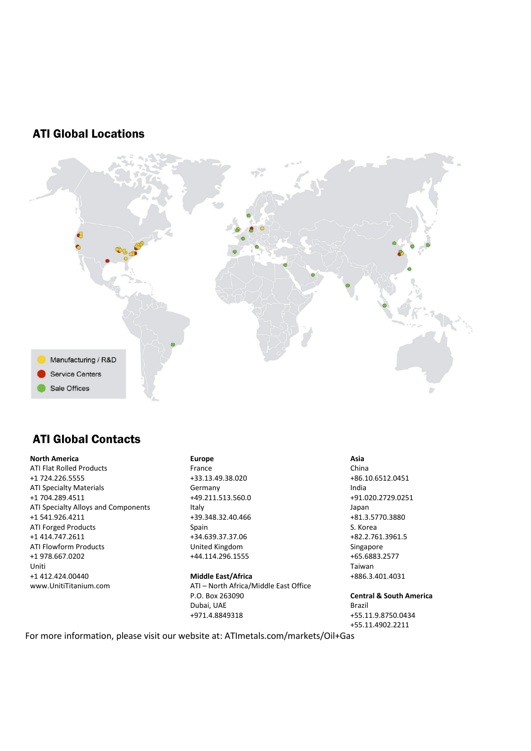## ATI Global Locations

Manufacturing / R&D

Service Centers

Sale Offices

## ATI Global Contacts

**North America**
ATI Flat Rolled Products
+1 724.226.5555
ATI Specialty Materials
+1 704.289.4511
ATI Specialty Alloys and Components
+1 541.926.4211
ATI Forged Products
+1 414.747.2611
ATI Flowform Products
+1 978.667.0202
Uniti
+1 412.424.00440
www.UnitiTitanium.com

**Europe**
France
+33.13.49.38.020
Germany
+49.211.513.560.0
Italy
+39.348.32.40.466
Spain
+34.639.37.37.06
United Kingdom
+44.114.296.1555

**Middle East/Africa**
ATI – North Africa/Middle East Office
P.O. Box 263090
Dubai, UAE
+971.4.8849318

**Asia**
China
+86.10.6512.0451
India
+91.020.2729.0251
Japan
+81.3.5770.3880
S. Korea
+82.2.761.3961.5
Singapore
+65.6883.2577
Taiwan
+886.3.401.4031

**Central & South America**
Brazil
+55.11.9.8750.0434
+55.11.4902.2211

For more information, please visit our website at: ATImetals.com/markets/Oil+Gas